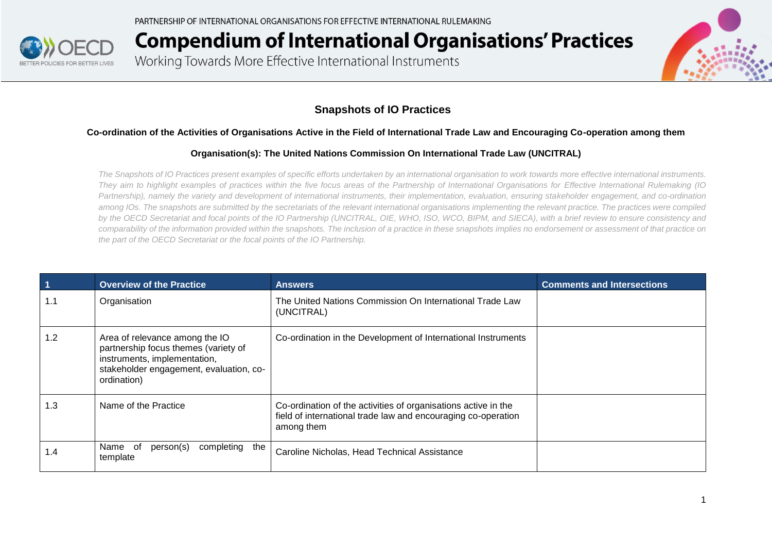PARTNERSHIP OF INTERNATIONAL ORGANISATIONS FOR EFFECTIVE INTERNATIONAL RULEMAKING

# Compendium of International Organisations' Practices

Working Towards More Effective International Instruments

## Snapshots of IO Practices

### Co-ordination of the Activities of Organisations Active in the Field of International Trade Law and Encouraging Co-operation among them

### Organisation(s): The United Nations Commission On International Trade Law (UNCITRAL)

*The Snapshots of IO Practices present examples of specific efforts undertaken by an international organisation to work towards more effective international instruments. They aim to highlight examples of practices within the five focus areas of the Partnership of International Organisations for Effective International Rulemaking (IO Partnership), namely the variety and development of international instruments, their implementation, evaluation, ensuring stakeholder engagement, and co-ordination among IOs. The snapshots are submitted by the secretariats of the relevant international organisations implementing the relevant practice. The practices were compiled by the OECD Secretariat and focal points of the IO Partnership (UNCITRAL, OIE, WHO, ISO, WCO, BIPM, and SIECA), with a brief review to ensure consistency and comparability of the information provided within the snapshots. The inclusion of a practice in these snapshots implies no endorsement or assessment of that practice on the part of the OECD Secretariat or the focal points of the IO Partnership.*

| 1 | Overview of the Practice | Answers | Comments and Intersections |
|---|---|---|---|
| 1.1 | Organisation | The United Nations Commission On International Trade Law (UNCITRAL) | |
| 1.2 | Area of relevance among the IO partnership focus themes (variety of instruments, implementation, stakeholder engagement, evaluation, co-ordination) | Co-ordination in the Development of International Instruments | |
| 1.3 | Name of the Practice | Co-ordination of the activities of organisations active in the field of international trade law and encouraging co-operation among them | |
| 1.4 | Name of person(s) completing the template | Caroline Nicholas, Head Technical Assistance | |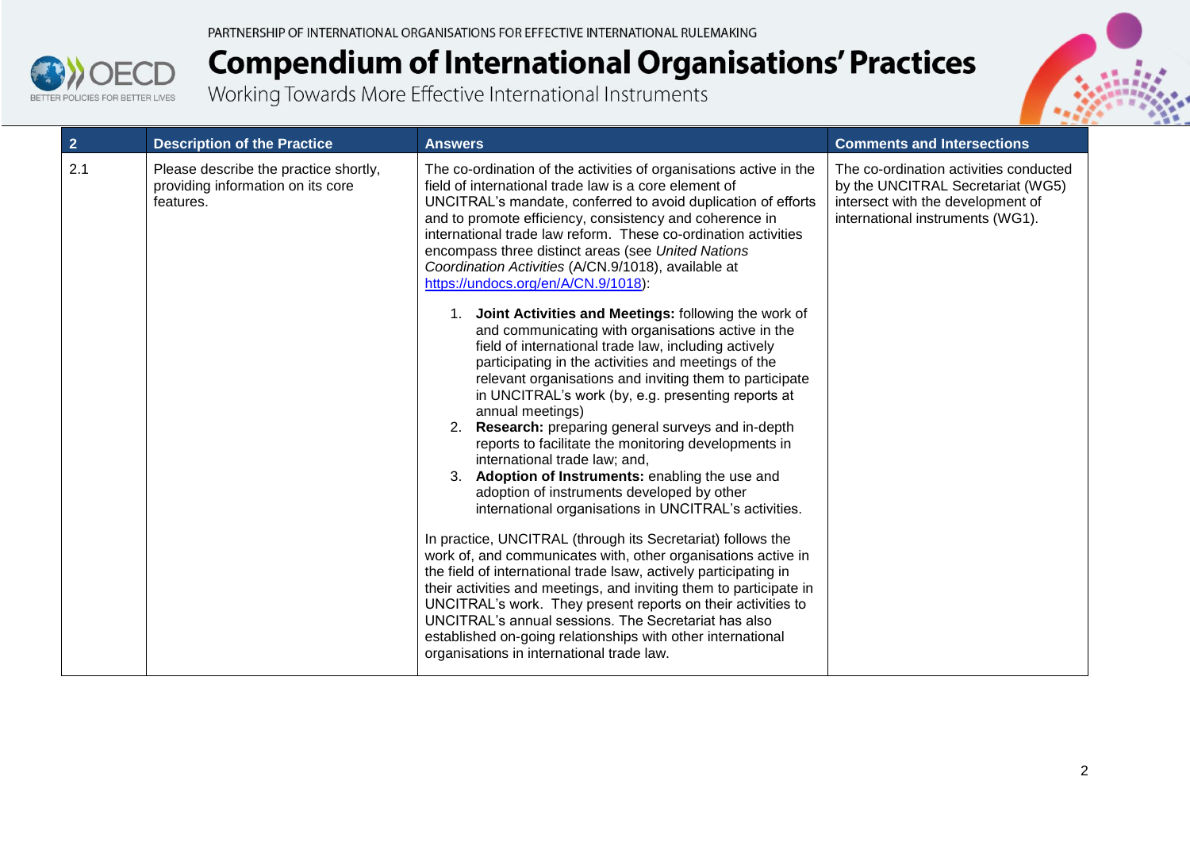| 2 | Description of the Practice | Answers | Comments and Intersections |
| --- | --- | --- | --- |
| 2.1 | Please describe the practice shortly, providing information on its core features. | The co-ordination of the activities of organisations active in the field of international trade law is a core element of UNCITRAL's mandate, conferred to avoid duplication of efforts and to promote efficiency, consistency and coherence in international trade law reform. These co-ordination activities encompass three distinct areas (see *United Nations Coordination Activities* (A/CN.9/1018), available at [https://undocs.org/en/A/CN.9/1018](https://undocs.org/en/A/CN.9/1018)):<br><br>1. **Joint Activities and Meetings:** following the work of and communicating with organisations active in the field of international trade law, including actively participating in the activities and meetings of the relevant organisations and inviting them to participate in UNCITRAL's work (by, e.g. presenting reports at annual meetings)<br>2. **Research:** preparing general surveys and in-depth reports to facilitate the monitoring developments in international trade law; and,<br>3. **Adoption of Instruments:** enabling the use and adoption of instruments developed by other international organisations in UNCITRAL's activities.<br><br>In practice, UNCITRAL (through its Secretariat) follows the work of, and communicates with, other organisations active in the field of international trade lsaw, actively participating in their activities and meetings, and inviting them to participate in UNCITRAL's work. They present reports on their activities to UNCITRAL's annual sessions. The Secretariat has also established on-going relationships with other international organisations in international trade law. | The co-ordination activities conducted by the UNCITRAL Secretariat (WG5) intersect with the development of international instruments (WG1). |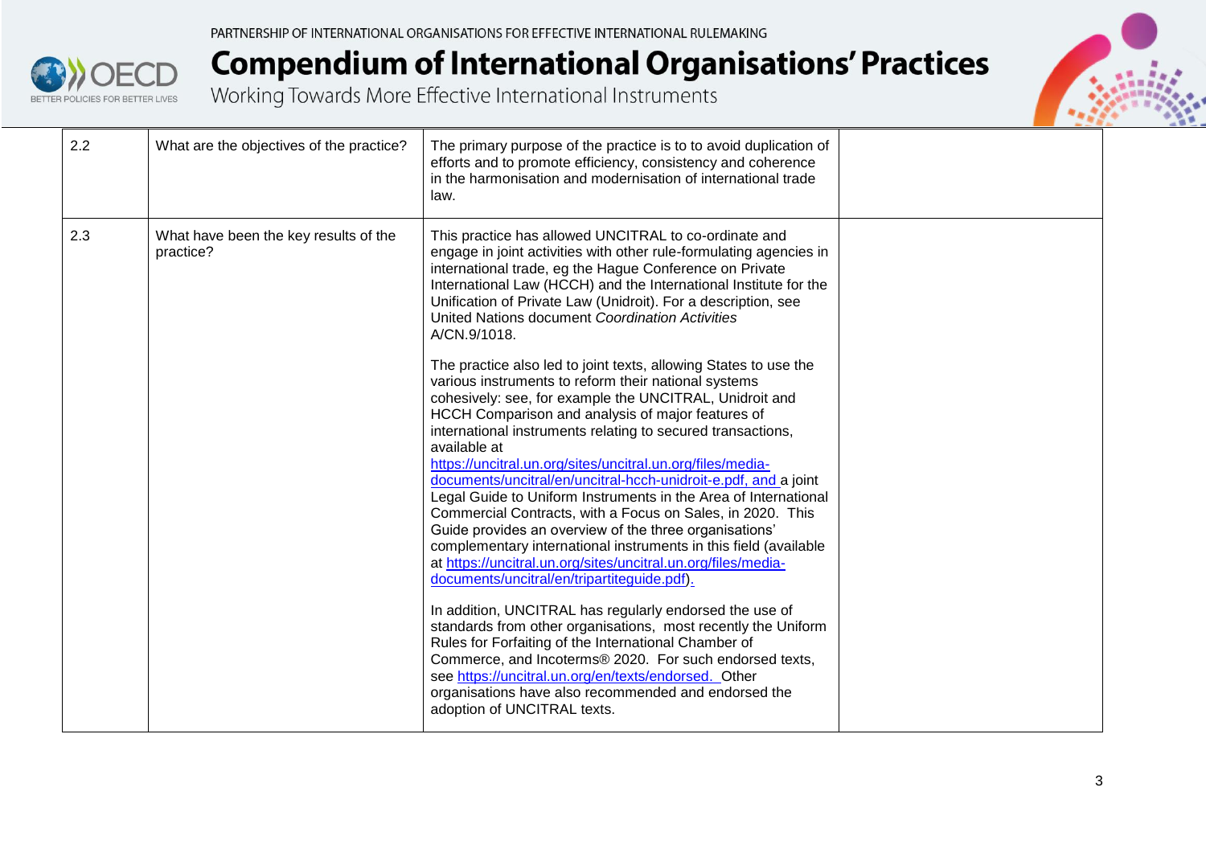| | | | |
|---|---|---|---|
| 2.2 | What are the objectives of the practice? | The primary purpose of the practice is to to avoid duplication of efforts and to promote efficiency, consistency and coherence in the harmonisation and modernisation of international trade law. | |
| 2.3 | What have been the key results of the practice? | This practice has allowed UNCITRAL to co-ordinate and engage in joint activities with other rule-formulating agencies in international trade, eg the Hague Conference on Private International Law (HCCH) and the International Institute for the Unification of Private Law (Unidroit). For a description, see United Nations document *Coordination Activities* A/CN.9/1018.<br><br>The practice also led to joint texts, allowing States to use the various instruments to reform their national systems cohesively: see, for example the UNCITRAL, Unidroit and HCCH Comparison and analysis of major features of international instruments relating to secured transactions, available at https://uncitral.un.org/sites/uncitral.un.org/files/media-documents/uncitral/en/uncitral-hcch-unidroit-e.pdf, and a joint Legal Guide to Uniform Instruments in the Area of International Commercial Contracts, with a Focus on Sales, in 2020. This Guide provides an overview of the three organisations' complementary international instruments in this field (available at https://uncitral.un.org/sites/uncitral.un.org/files/media-documents/uncitral/en/tripartiteguide.pdf).<br><br>In addition, UNCITRAL has regularly endorsed the use of standards from other organisations, most recently the Uniform Rules for Forfaiting of the International Chamber of Commerce, and Incoterms® 2020. For such endorsed texts, see https://uncitral.un.org/en/texts/endorsed. Other organisations have also recommended and endorsed the adoption of UNCITRAL texts. | |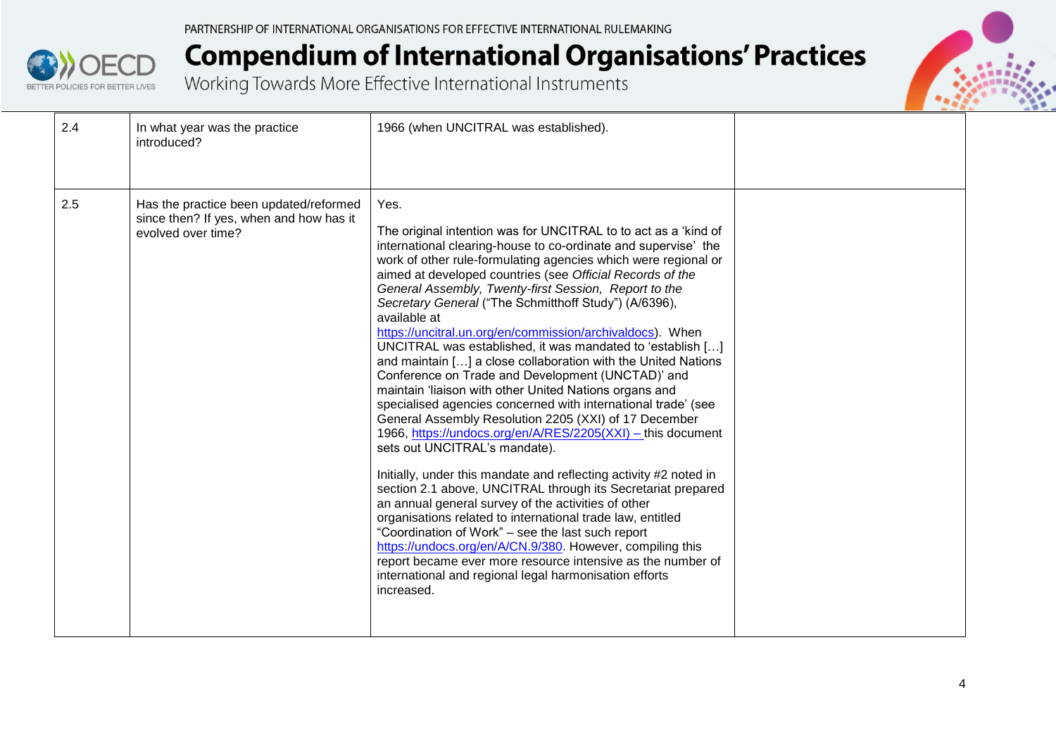| | | | |
|---|---|---|---|
| 2.4 | In what year was the practice introduced? | 1966 (when UNCITRAL was established). | |
| 2.5 | Has the practice been updated/reformed since then? If yes, when and how has it evolved over time? | Yes.<br><br>The original intention was for UNCITRAL to to act as a 'kind of international clearing-house to co-ordinate and supervise' the work of other rule-formulating agencies which were regional or aimed at developed countries (see *Official Records of the General Assembly, Twenty-first Session, Report to the Secretary General* ("The Schmitthoff Study") (A/6396), available at https://uncitral.un.org/en/commission/archivaldocs). When UNCITRAL was established, it was mandated to 'establish […] and maintain […] a close collaboration with the United Nations Conference on Trade and Development (UNCTAD)' and maintain 'liaison with other United Nations organs and specialised agencies concerned with international trade' (see General Assembly Resolution 2205 (XXI) of 17 December 1966, https://undocs.org/en/A/RES/2205(XXI) – this document sets out UNCITRAL's mandate).<br><br>Initially, under this mandate and reflecting activity #2 noted in section 2.1 above, UNCITRAL through its Secretariat prepared an annual general survey of the activities of other organisations related to international trade law, entitled "Coordination of Work" – see the last such report https://undocs.org/en/A/CN.9/380. However, compiling this report became ever more resource intensive as the number of international and regional legal harmonisation efforts increased. | |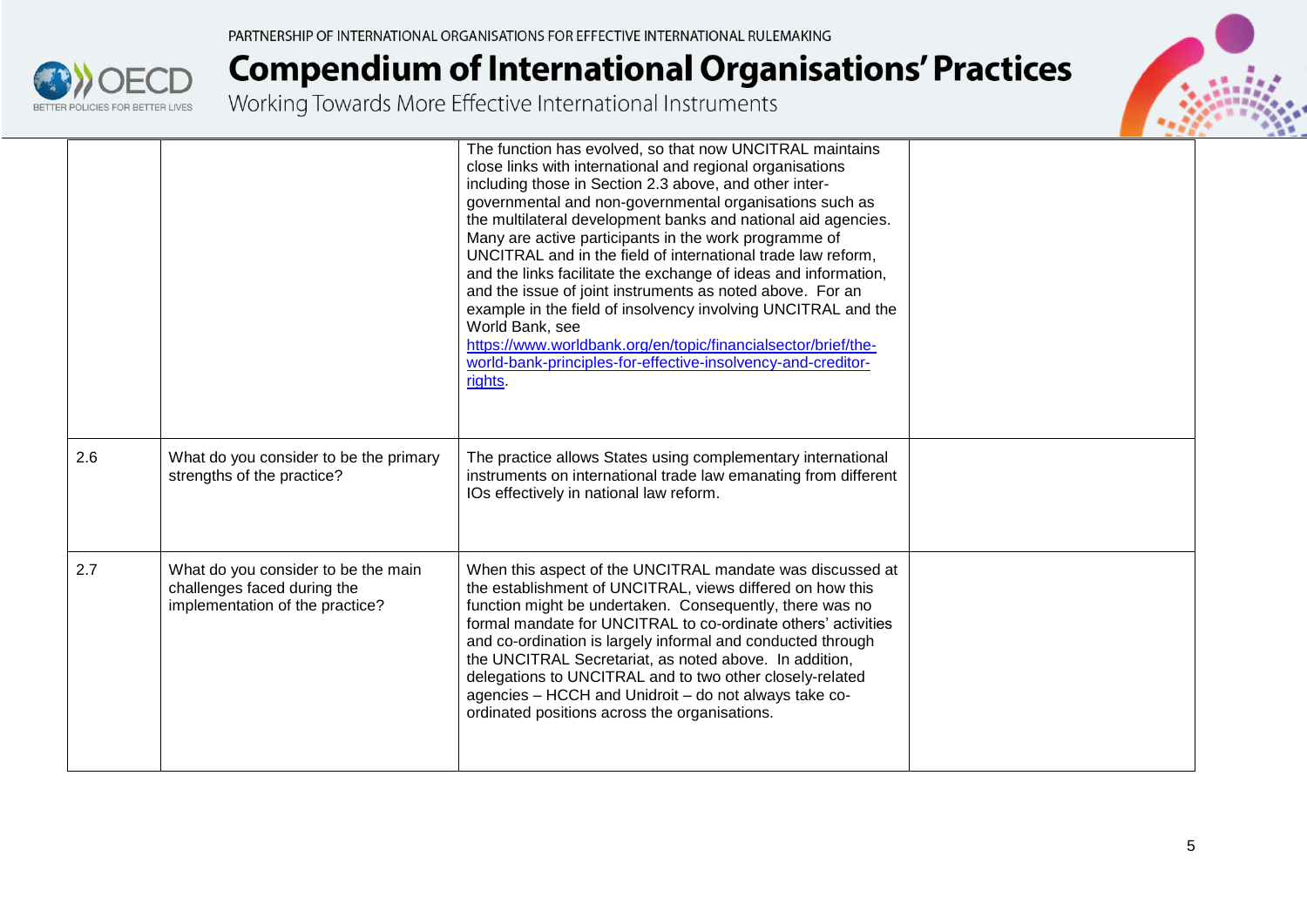| | | | |
|---|---|---|---|
| | | The function has evolved, so that now UNCITRAL maintains close links with international and regional organisations including those in Section 2.3 above, and other inter-governmental and non-governmental organisations such as the multilateral development banks and national aid agencies. Many are active participants in the work programme of UNCITRAL and in the field of international trade law reform, and the links facilitate the exchange of ideas and information, and the issue of joint instruments as noted above. For an example in the field of insolvency involving UNCITRAL and the World Bank, see [https://www.worldbank.org/en/topic/financialsector/brief/the-world-bank-principles-for-effective-insolvency-and-creditor-rights](https://www.worldbank.org/en/topic/financialsector/brief/the-world-bank-principles-for-effective-insolvency-and-creditor-rights). | |
| 2.6 | What do you consider to be the primary strengths of the practice? | The practice allows States using complementary international instruments on international trade law emanating from different IOs effectively in national law reform. | |
| 2.7 | What do you consider to be the main challenges faced during the implementation of the practice? | When this aspect of the UNCITRAL mandate was discussed at the establishment of UNCITRAL, views differed on how this function might be undertaken. Consequently, there was no formal mandate for UNCITRAL to co-ordinate others' activities and co-ordination is largely informal and conducted through the UNCITRAL Secretariat, as noted above. In addition, delegations to UNCITRAL and to two other closely-related agencies – HCCH and Unidroit – do not always take co-ordinated positions across the organisations. | |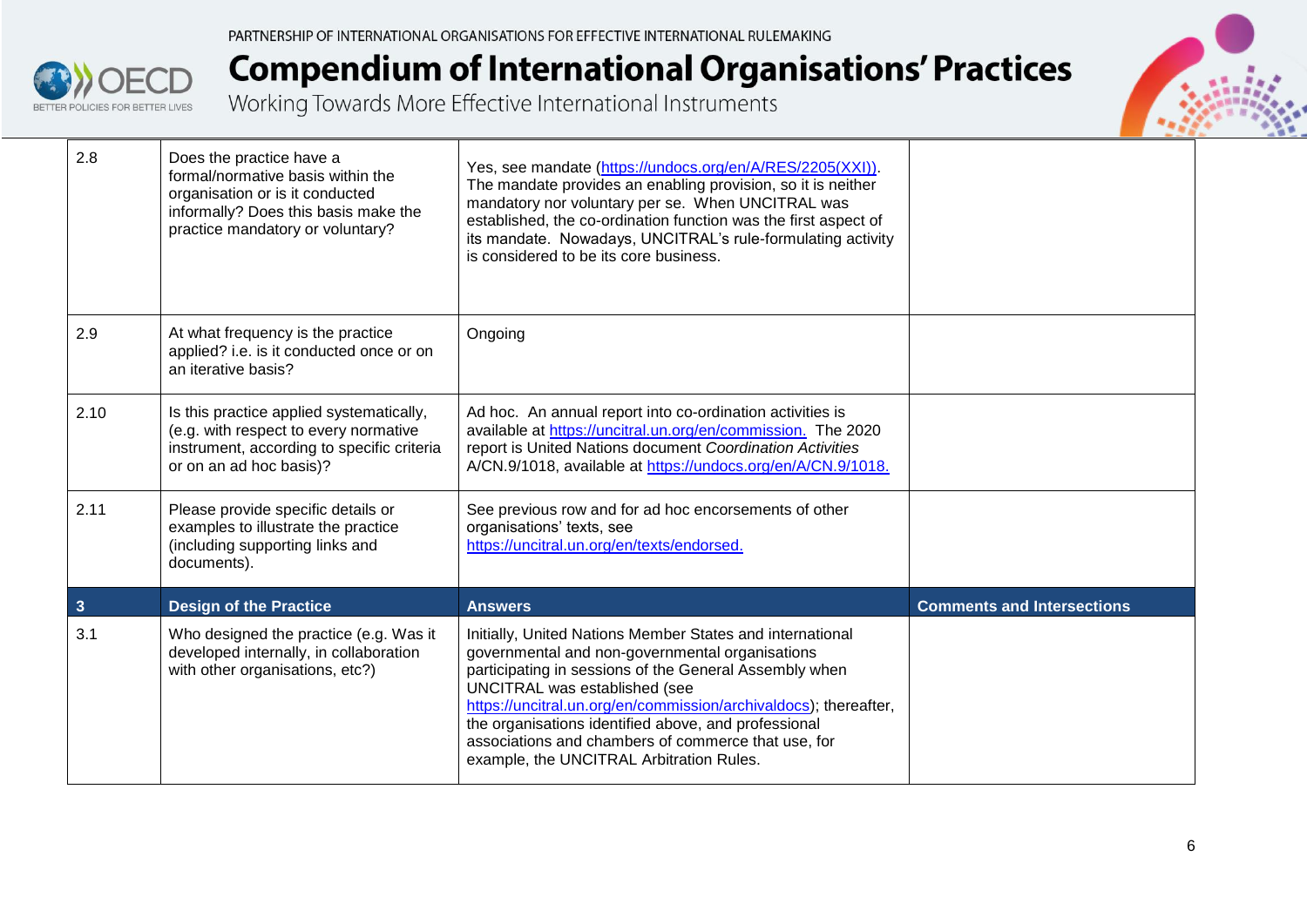| | | | |
|---|---|---|---|
| 2.8 | Does the practice have a formal/normative basis within the organisation or is it conducted informally? Does this basis make the practice mandatory or voluntary? | Yes, see mandate (https://undocs.org/en/A/RES/2205(XXI)). The mandate provides an enabling provision, so it is neither mandatory nor voluntary per se. When UNCITRAL was established, the co-ordination function was the first aspect of its mandate. Nowadays, UNCITRAL's rule-formulating activity is considered to be its core business. | |
| 2.9 | At what frequency is the practice applied? i.e. is it conducted once or on an iterative basis? | Ongoing | |
| 2.10 | Is this practice applied systematically, (e.g. with respect to every normative instrument, according to specific criteria or on an ad hoc basis)? | Ad hoc. An annual report into co-ordination activities is available at https://uncitral.un.org/en/commission. The 2020 report is United Nations document *Coordination Activities* A/CN.9/1018, available at https://undocs.org/en/A/CN.9/1018. | |
| 2.11 | Please provide specific details or examples to illustrate the practice (including supporting links and documents). | See previous row and for ad hoc encorsements of other organisations' texts, see https://uncitral.un.org/en/texts/endorsed. | |
| **3** | **Design of the Practice** | **Answers** | **Comments and Intersections** |
| 3.1 | Who designed the practice (e.g. Was it developed internally, in collaboration with other organisations, etc?) | Initially, United Nations Member States and international governmental and non-governmental organisations participating in sessions of the General Assembly when UNCITRAL was established (see https://uncitral.un.org/en/commission/archivaldocs); thereafter, the organisations identified above, and professional associations and chambers of commerce that use, for example, the UNCITRAL Arbitration Rules. | |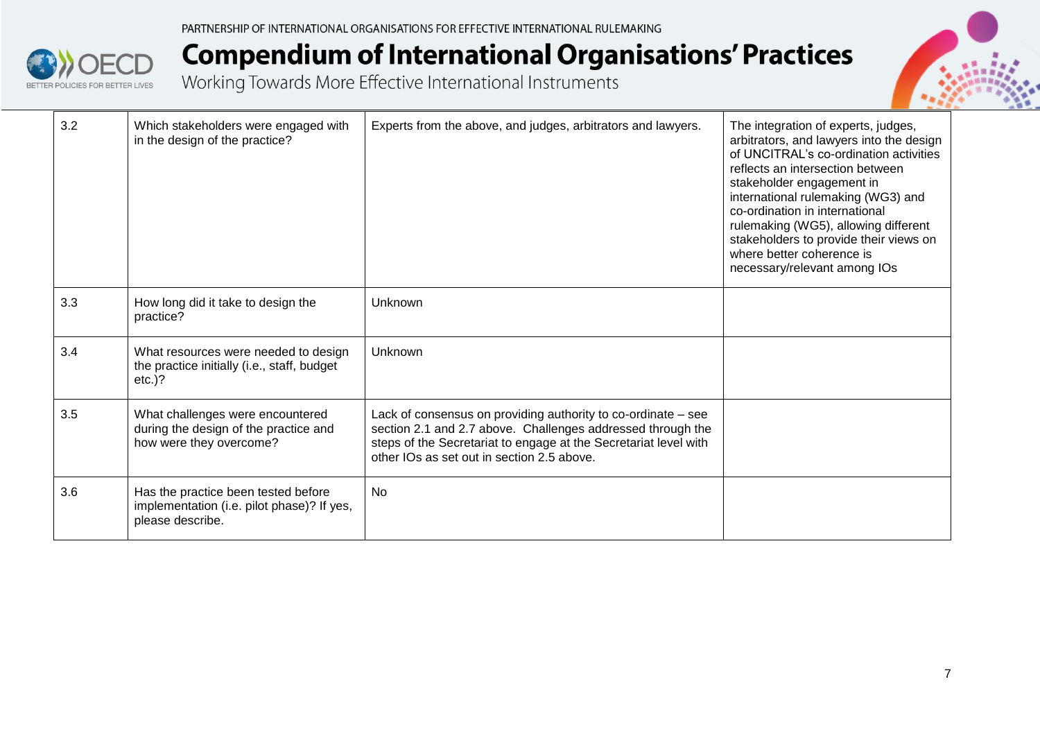| | | | |
|---|---|---|---|
| 3.2 | Which stakeholders were engaged with in the design of the practice? | Experts from the above, and judges, arbitrators and lawyers. | The integration of experts, judges, arbitrators, and lawyers into the design of UNCITRAL's co-ordination activities reflects an intersection between stakeholder engagement in international rulemaking (WG3) and co-ordination in international rulemaking (WG5), allowing different stakeholders to provide their views on where better coherence is necessary/relevant among IOs |
| 3.3 | How long did it take to design the practice? | Unknown | |
| 3.4 | What resources were needed to design the practice initially (i.e., staff, budget etc.)? | Unknown | |
| 3.5 | What challenges were encountered during the design of the practice and how were they overcome? | Lack of consensus on providing authority to co-ordinate – see section 2.1 and 2.7 above. Challenges addressed through the steps of the Secretariat to engage at the Secretariat level with other IOs as set out in section 2.5 above. | |
| 3.6 | Has the practice been tested before implementation (i.e. pilot phase)? If yes, please describe. | No | |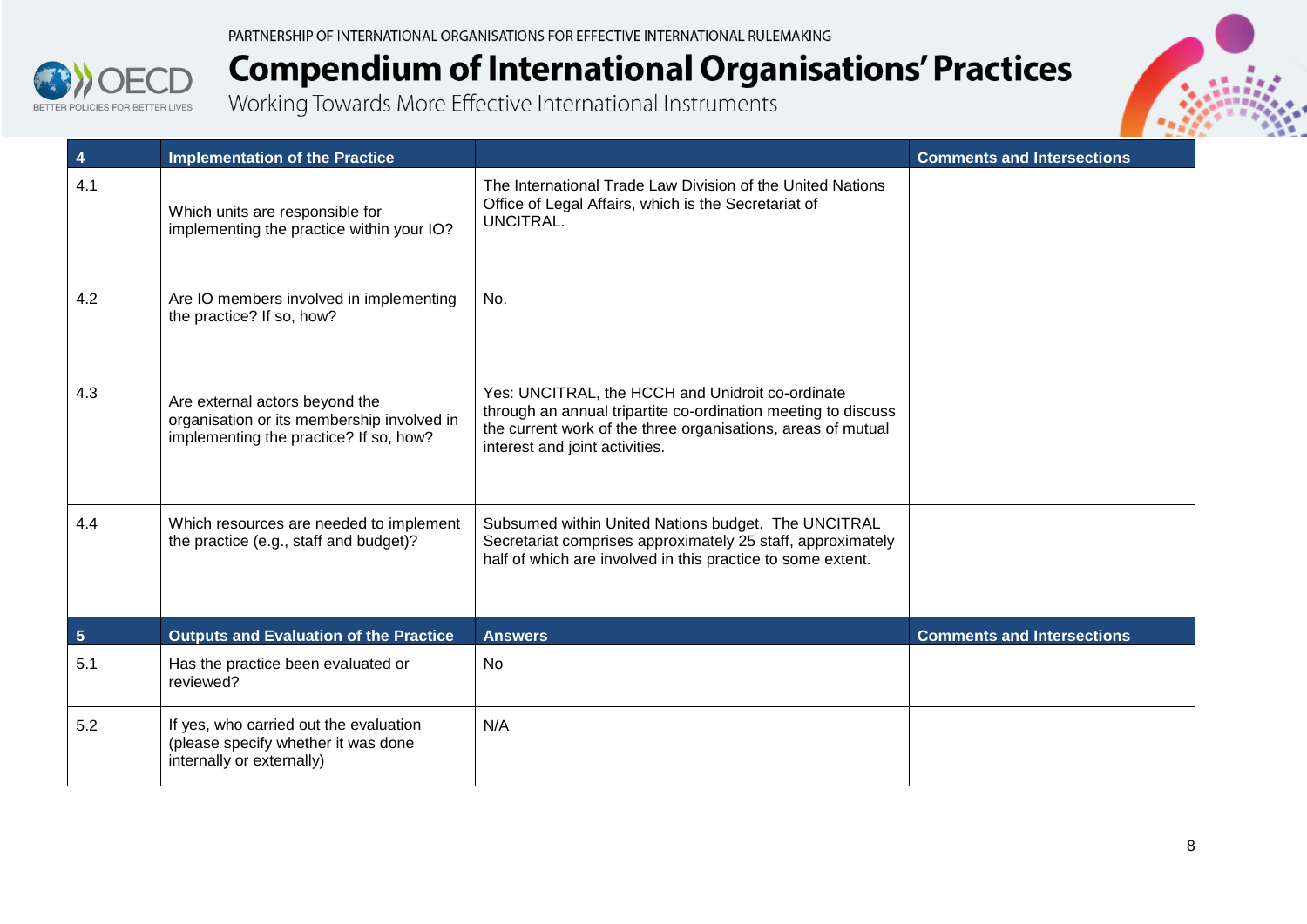| 4 | Implementation of the Practice | | Comments and Intersections |
|---|---|---|---|
| 4.1 | Which units are responsible for implementing the practice within your IO? | The International Trade Law Division of the United Nations Office of Legal Affairs, which is the Secretariat of UNCITRAL. | |
| 4.2 | Are IO members involved in implementing the practice? If so, how? | No. | |
| 4.3 | Are external actors beyond the organisation or its membership involved in implementing the practice? If so, how? | Yes: UNCITRAL, the HCCH and Unidroit co-ordinate through an annual tripartite co-ordination meeting to discuss the current work of the three organisations, areas of mutual interest and joint activities. | |
| 4.4 | Which resources are needed to implement the practice (e.g., staff and budget)? | Subsumed within United Nations budget. The UNCITRAL Secretariat comprises approximately 25 staff, approximately half of which are involved in this practice to some extent. | |
| **5** | **Outputs and Evaluation of the Practice** | **Answers** | **Comments and Intersections** |
| 5.1 | Has the practice been evaluated or reviewed? | No | |
| 5.2 | If yes, who carried out the evaluation (please specify whether it was done internally or externally) | N/A | |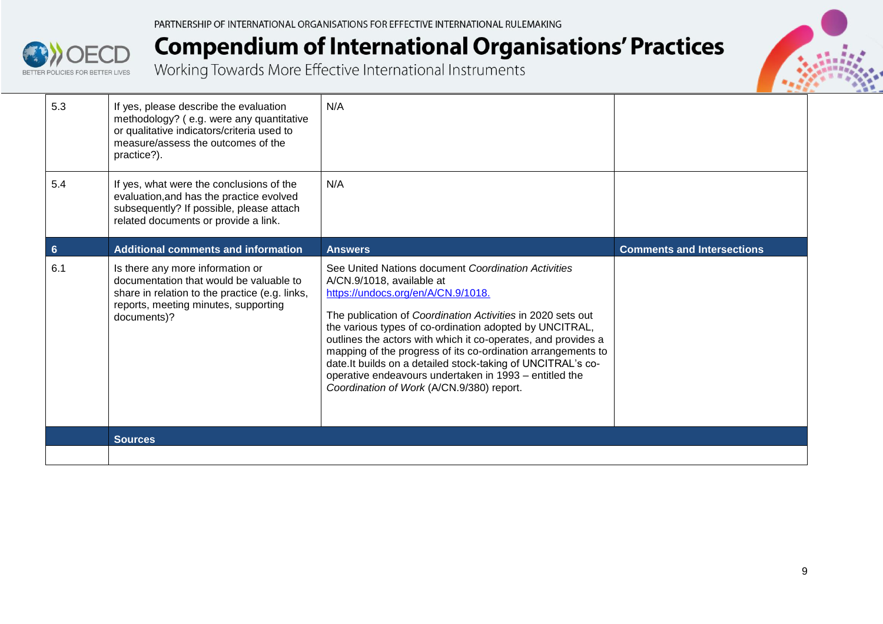| | | | |
|---|---|---|---|
| 5.3 | If yes, please describe the evaluation methodology? ( e.g. were any quantitative or qualitative indicators/criteria used to measure/assess the outcomes of the practice?). | N/A | |
| 5.4 | If yes, what were the conclusions of the evaluation,and has the practice evolved subsequently? If possible, please attach related documents or provide a link. | N/A | |
| **6** | **Additional comments and information** | **Answers** | **Comments and Intersections** |
| 6.1 | Is there any more information or documentation that would be valuable to share in relation to the practice (e.g. links, reports, meeting minutes, supporting documents)? | See United Nations document *Coordination Activities* A/CN.9/1018, available at https://undocs.org/en/A/CN.9/1018.<br><br>The publication of *Coordination Activities* in 2020 sets out the various types of co-ordination adopted by UNCITRAL, outlines the actors with which it co-operates, and provides a mapping of the progress of its co-ordination arrangements to date.It builds on a detailed stock-taking of UNCITRAL's co-operative endeavours undertaken in 1993 – entitled the *Coordination of Work* (A/CN.9/380) report. | |
| | **Sources** | | |
| | | | |